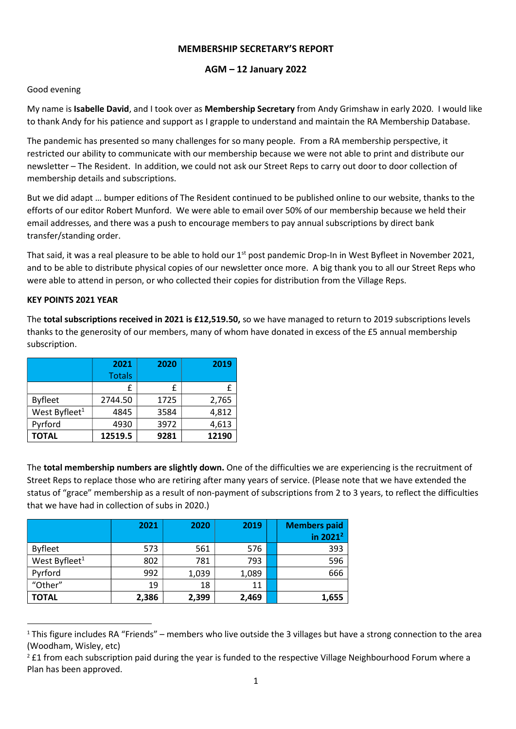# MEMBERSHIP SECRETARY'S REPORT

## AGM – 12 January 2022

Good evening

My name is **Isabelle David**, and I took over as **Membership Secretary** from Andy Grimshaw in early 2020. I would like to thank Andy for his patience and support as I grapple to understand and maintain the RA Membership Database.

The pandemic has presented so many challenges for so many people. From a RA membership perspective, it restricted our ability to communicate with our membership because we were not able to print and distribute our newsletter – The Resident. In addition, we could not ask our Street Reps to carry out door to door collection of membership details and subscriptions.

But we did adapt … bumper editions of The Resident continued to be published online to our website, thanks to the efforts of our editor Robert Munford. We were able to email over 50% of our membership because we held their email addresses, and there was a push to encourage members to pay annual subscriptions by direct bank transfer/standing order.

That said, it was a real pleasure to be able to hold our 1st post pandemic Drop-In in West Byfleet in November 2021, and to be able to distribute physical copies of our newsletter once more. A big thank you to all our Street Reps who were able to attend in person, or who collected their copies for distribution from the Village Reps.

**KEY POINTS 2021 YEAR**

The **total subscriptions received in 2021 is £12,519.50,** so we have managed to return to 2019 subscriptions levels thanks to the generosity of our members, many of whom have donated in excess of the £5 annual membership subscription.

| | 2021 Totals | 2020 | 2019 |
|---|---|---|---|
| | £ | £ | £ |
| Byfleet | 2744.50 | 1725 | 2,765 |
| West Byfleet[1] | 4845 | 3584 | 4,812 |
| Pyrford | 4930 | 3972 | 4,613 |
| **TOTAL** | **12519.5** | **9281** | **12190** |

The **total membership numbers are slightly down.** One of the difficulties we are experiencing is the recruitment of Street Reps to replace those who are retiring after many years of service. (Please note that we have extended the status of "grace" membership as a result of non-payment of subscriptions from 2 to 3 years, to reflect the difficulties that we have had in collection of subs in 2020.)

| | 2021 | 2020 | 2019 | | Members paid in 2021[2] |
|---|---|---|---|---|---|
| Byfleet | 573 | 561 | 576 | | 393 |
| West Byfleet[1] | 802 | 781 | 793 | | 596 |
| Pyrford | 992 | 1,039 | 1,089 | | 666 |
| "Other" | 19 | 18 | 11 | | |
| **TOTAL** | **2,386** | **2,399** | **2,469** | | **1,655** |

[1] This figure includes RA "Friends" – members who live outside the 3 villages but have a strong connection to the area (Woodham, Wisley, etc)

[2] £1 from each subscription paid during the year is funded to the respective Village Neighbourhood Forum where a Plan has been approved.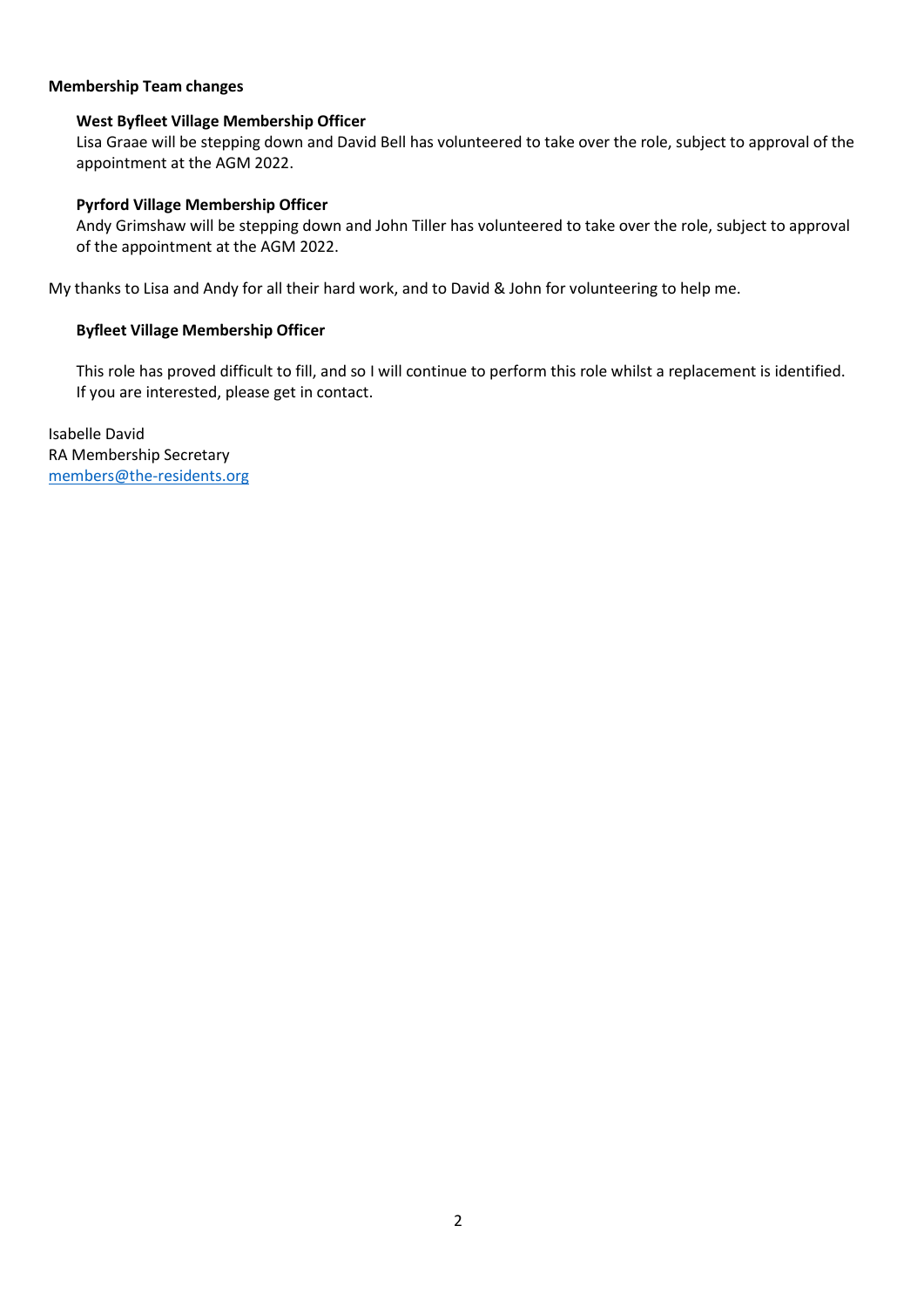**Membership Team changes**

**West Byfleet Village Membership Officer**

Lisa Graae will be stepping down and David Bell has volunteered to take over the role, subject to approval of the appointment at the AGM 2022.

**Pyrford Village Membership Officer**

Andy Grimshaw will be stepping down and John Tiller has volunteered to take over the role, subject to approval of the appointment at the AGM 2022.

My thanks to Lisa and Andy for all their hard work, and to David & John for volunteering to help me.

**Byfleet Village Membership Officer**

This role has proved difficult to fill, and so I will continue to perform this role whilst a replacement is identified. If you are interested, please get in contact.

Isabelle David
RA Membership Secretary
[members@the-residents.org](mailto:members@the-residents.org)